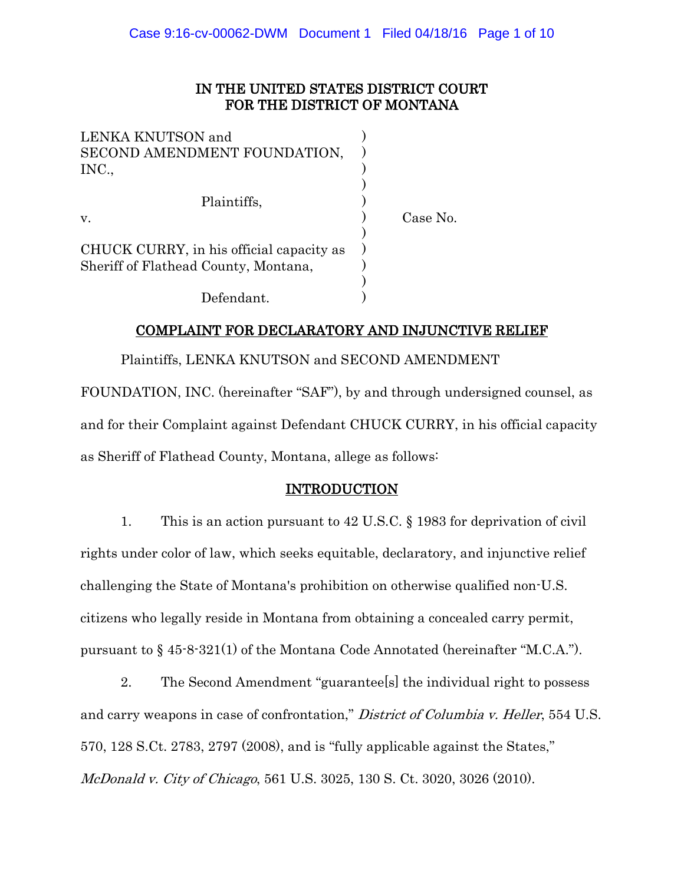IN THE UNITED STATES DISTRICT COURT
FOR THE DISTRICT OF MONTANA

| | | |
|---|---|---|
| LENKA KNUTSON and SECOND AMENDMENT FOUNDATION, INC., | ) | |
| Plaintiffs, | ) | |
| v. | ) | Case No. |
| CHUCK CURRY, in his official capacity as Sheriff of Flathead County, Montana, | ) | |
| Defendant. | ) | |

## COMPLAINT FOR DECLARATORY AND INJUNCTIVE RELIEF

Plaintiffs, LENKA KNUTSON and SECOND AMENDMENT FOUNDATION, INC. (hereinafter "SAF"), by and through undersigned counsel, as and for their Complaint against Defendant CHUCK CURRY, in his official capacity as Sheriff of Flathead County, Montana, allege as follows:

## INTRODUCTION

1. This is an action pursuant to 42 U.S.C. § 1983 for deprivation of civil rights under color of law, which seeks equitable, declaratory, and injunctive relief challenging the State of Montana's prohibition on otherwise qualified non-U.S. citizens who legally reside in Montana from obtaining a concealed carry permit, pursuant to § 45-8-321(1) of the Montana Code Annotated (hereinafter "M.C.A.").

2. The Second Amendment "guarantee[s] the individual right to possess and carry weapons in case of confrontation," *District of Columbia v. Heller*, 554 U.S. 570, 128 S.Ct. 2783, 2797 (2008), and is "fully applicable against the States," *McDonald v. City of Chicago*, 561 U.S. 3025, 130 S. Ct. 3020, 3026 (2010).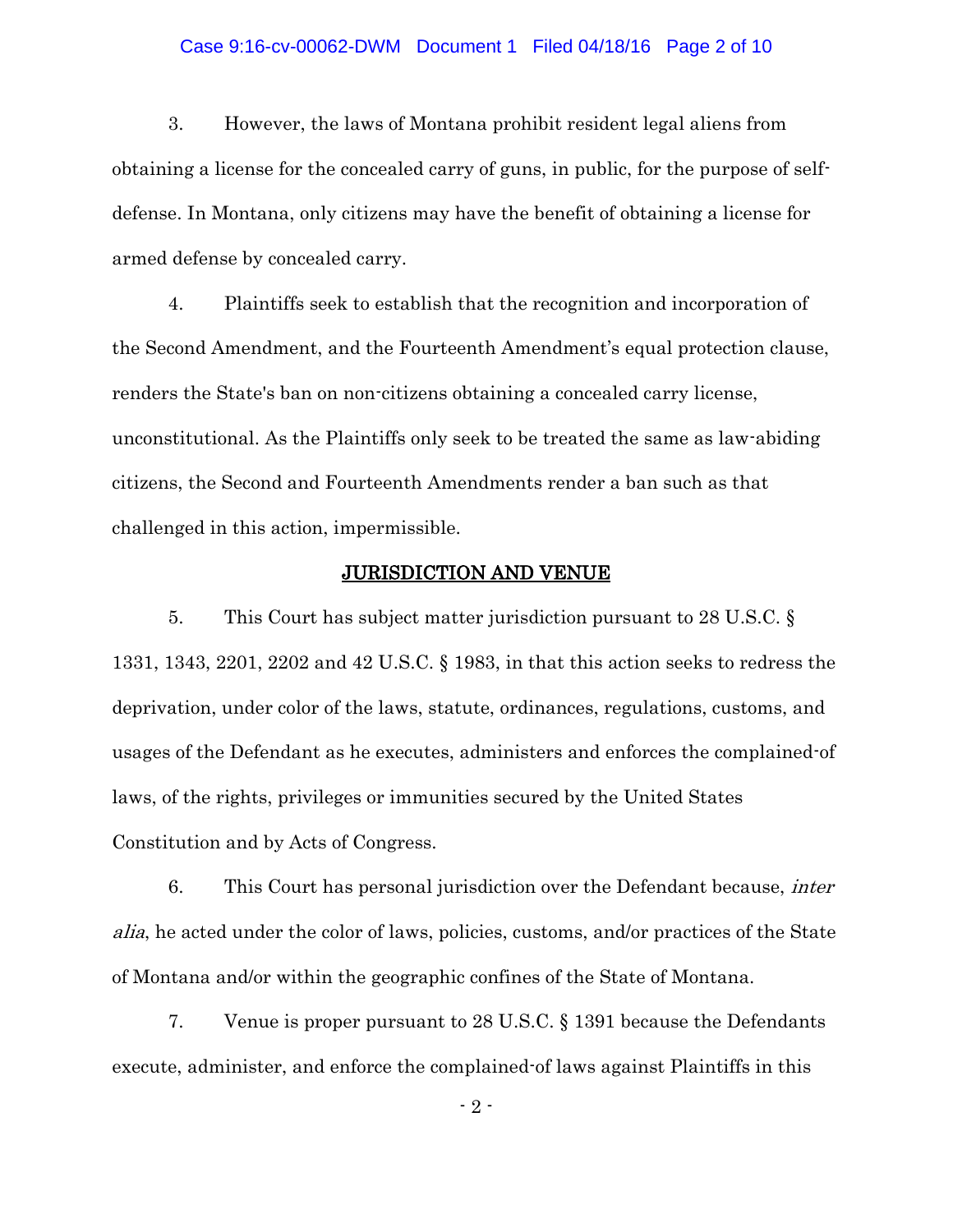3. However, the laws of Montana prohibit resident legal aliens from obtaining a license for the concealed carry of guns, in public, for the purpose of self-defense. In Montana, only citizens may have the benefit of obtaining a license for armed defense by concealed carry.

4. Plaintiffs seek to establish that the recognition and incorporation of the Second Amendment, and the Fourteenth Amendment's equal protection clause, renders the State's ban on non-citizens obtaining a concealed carry license, unconstitutional. As the Plaintiffs only seek to be treated the same as law-abiding citizens, the Second and Fourteenth Amendments render a ban such as that challenged in this action, impermissible.

## JURISDICTION AND VENUE

5. This Court has subject matter jurisdiction pursuant to 28 U.S.C. § 1331, 1343, 2201, 2202 and 42 U.S.C. § 1983, in that this action seeks to redress the deprivation, under color of the laws, statute, ordinances, regulations, customs, and usages of the Defendant as he executes, administers and enforces the complained-of laws, of the rights, privileges or immunities secured by the United States Constitution and by Acts of Congress.

6. This Court has personal jurisdiction over the Defendant because, *inter alia*, he acted under the color of laws, policies, customs, and/or practices of the State of Montana and/or within the geographic confines of the State of Montana.

7. Venue is proper pursuant to 28 U.S.C. § 1391 because the Defendants execute, administer, and enforce the complained-of laws against Plaintiffs in this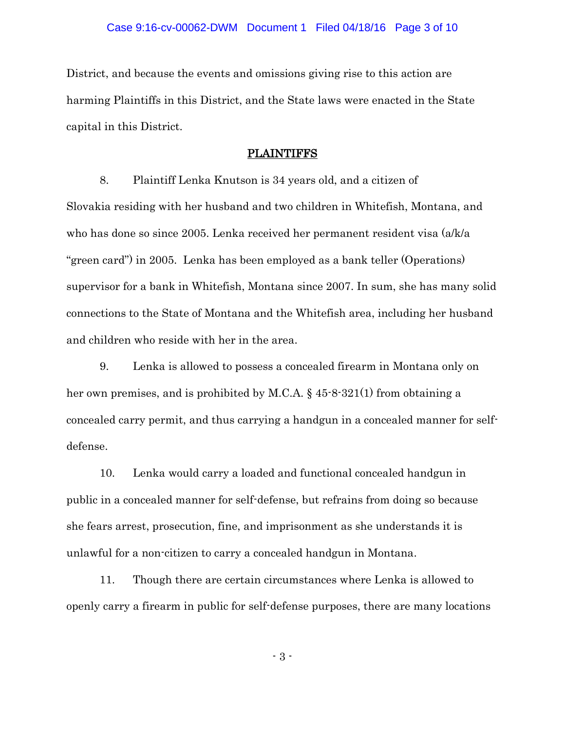District, and because the events and omissions giving rise to this action are harming Plaintiffs in this District, and the State laws were enacted in the State capital in this District.

## PLAINTIFFS

8. Plaintiff Lenka Knutson is 34 years old, and a citizen of Slovakia residing with her husband and two children in Whitefish, Montana, and who has done so since 2005. Lenka received her permanent resident visa (a/k/a "green card") in 2005. Lenka has been employed as a bank teller (Operations) supervisor for a bank in Whitefish, Montana since 2007. In sum, she has many solid connections to the State of Montana and the Whitefish area, including her husband and children who reside with her in the area.

9. Lenka is allowed to possess a concealed firearm in Montana only on her own premises, and is prohibited by M.C.A. § 45-8-321(1) from obtaining a concealed carry permit, and thus carrying a handgun in a concealed manner for self-defense.

10. Lenka would carry a loaded and functional concealed handgun in public in a concealed manner for self-defense, but refrains from doing so because she fears arrest, prosecution, fine, and imprisonment as she understands it is unlawful for a non-citizen to carry a concealed handgun in Montana.

11. Though there are certain circumstances where Lenka is allowed to openly carry a firearm in public for self-defense purposes, there are many locations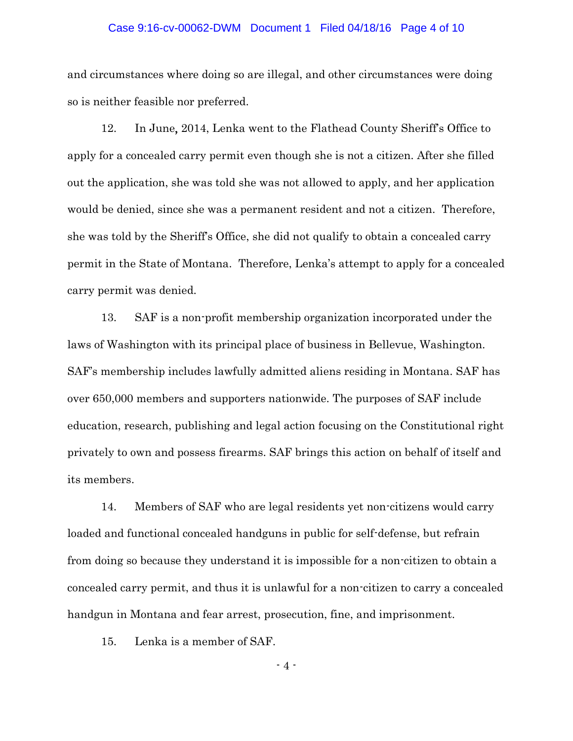and circumstances where doing so are illegal, and other circumstances were doing so is neither feasible nor preferred.

12. In June, 2014, Lenka went to the Flathead County Sheriff's Office to apply for a concealed carry permit even though she is not a citizen. After she filled out the application, she was told she was not allowed to apply, and her application would be denied, since she was a permanent resident and not a citizen. Therefore, she was told by the Sheriff's Office, she did not qualify to obtain a concealed carry permit in the State of Montana. Therefore, Lenka's attempt to apply for a concealed carry permit was denied.

13. SAF is a non-profit membership organization incorporated under the laws of Washington with its principal place of business in Bellevue, Washington. SAF's membership includes lawfully admitted aliens residing in Montana. SAF has over 650,000 members and supporters nationwide. The purposes of SAF include education, research, publishing and legal action focusing on the Constitutional right privately to own and possess firearms. SAF brings this action on behalf of itself and its members.

14. Members of SAF who are legal residents yet non-citizens would carry loaded and functional concealed handguns in public for self-defense, but refrain from doing so because they understand it is impossible for a non-citizen to obtain a concealed carry permit, and thus it is unlawful for a non-citizen to carry a concealed handgun in Montana and fear arrest, prosecution, fine, and imprisonment.

15. Lenka is a member of SAF.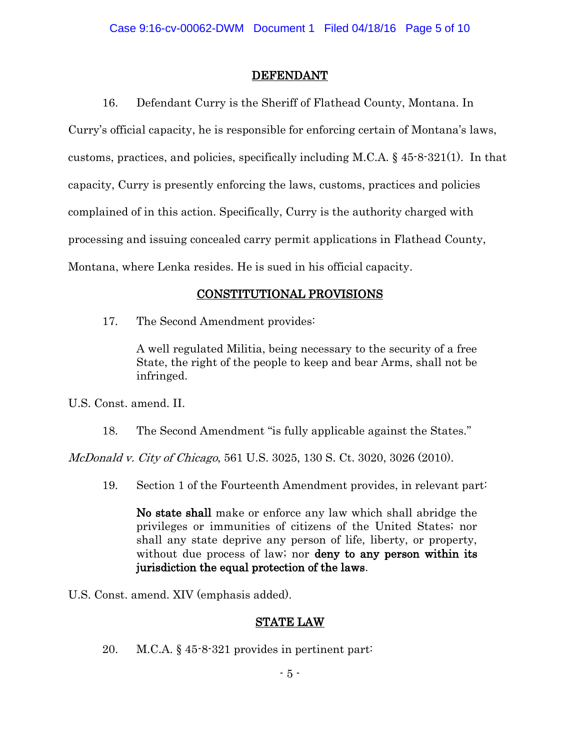## DEFENDANT

16. Defendant Curry is the Sheriff of Flathead County, Montana. In Curry's official capacity, he is responsible for enforcing certain of Montana's laws, customs, practices, and policies, specifically including M.C.A. § 45-8-321(1). In that capacity, Curry is presently enforcing the laws, customs, practices and policies complained of in this action. Specifically, Curry is the authority charged with processing and issuing concealed carry permit applications in Flathead County, Montana, where Lenka resides. He is sued in his official capacity.

## CONSTITUTIONAL PROVISIONS

17. The Second Amendment provides:

> A well regulated Militia, being necessary to the security of a free State, the right of the people to keep and bear Arms, shall not be infringed.

U.S. Const. amend. II.

18. The Second Amendment "is fully applicable against the States." *McDonald v. City of Chicago*, 561 U.S. 3025, 130 S. Ct. 3020, 3026 (2010).

19. Section 1 of the Fourteenth Amendment provides, in relevant part:

> **No state shall** make or enforce any law which shall abridge the privileges or immunities of citizens of the United States; nor shall any state deprive any person of life, liberty, or property, without due process of law; nor **deny to any person within its jurisdiction the equal protection of the laws**.

U.S. Const. amend. XIV (emphasis added).

## STATE LAW

20. M.C.A. § 45-8-321 provides in pertinent part: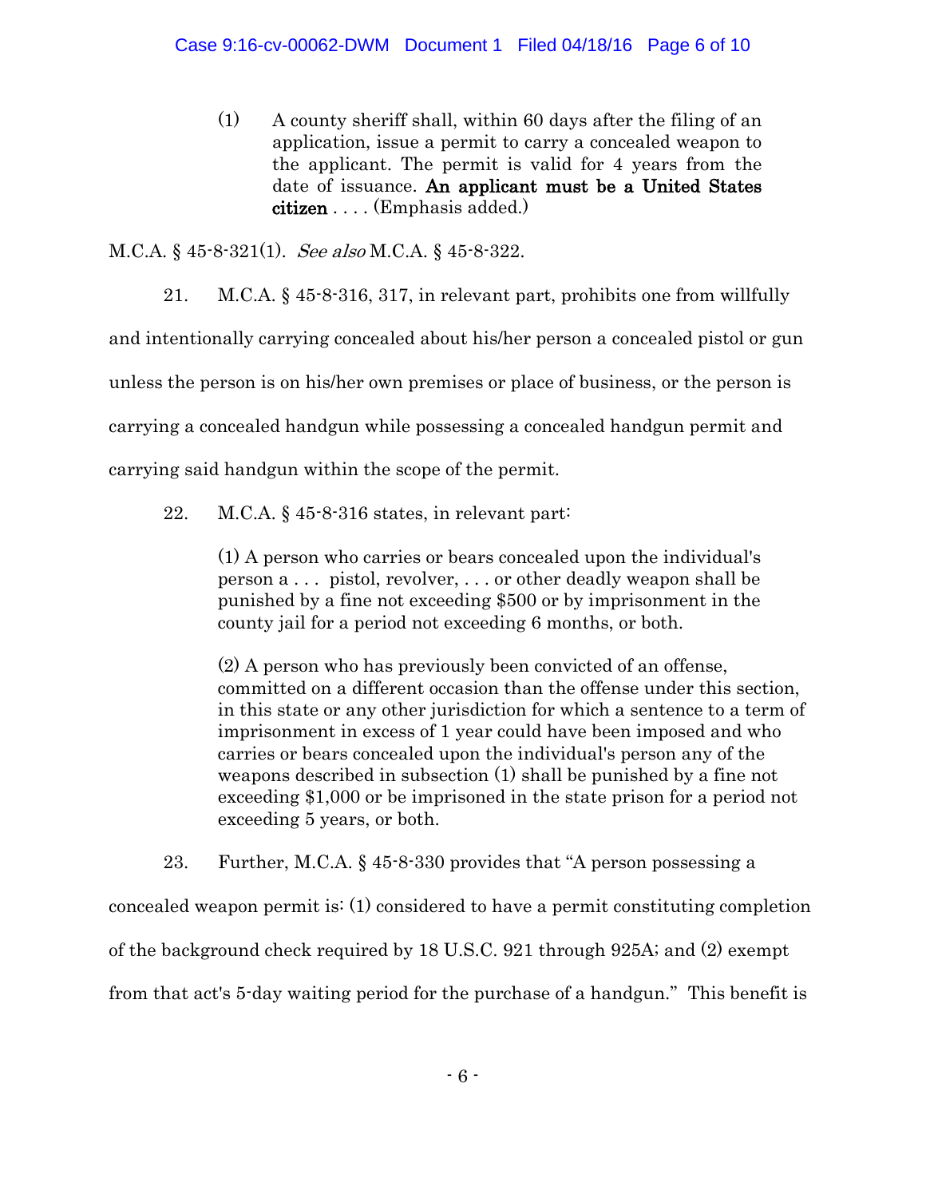> (1) A county sheriff shall, within 60 days after the filing of an application, issue a permit to carry a concealed weapon to the applicant. The permit is valid for 4 years from the date of issuance. **An applicant must be a United States citizen** . . . . (Emphasis added.)

M.C.A. § 45-8-321(1). *See also* M.C.A. § 45-8-322.

21. M.C.A. § 45-8-316, 317, in relevant part, prohibits one from willfully and intentionally carrying concealed about his/her person a concealed pistol or gun unless the person is on his/her own premises or place of business, or the person is carrying a concealed handgun while possessing a concealed handgun permit and carrying said handgun within the scope of the permit.

22. M.C.A. § 45-8-316 states, in relevant part:

> (1) A person who carries or bears concealed upon the individual's person a . . . pistol, revolver, . . . or other deadly weapon shall be punished by a fine not exceeding $500 or by imprisonment in the county jail for a period not exceeding 6 months, or both.
>
> (2) A person who has previously been convicted of an offense, committed on a different occasion than the offense under this section, in this state or any other jurisdiction for which a sentence to a term of imprisonment in excess of 1 year could have been imposed and who carries or bears concealed upon the individual's person any of the weapons described in subsection (1) shall be punished by a fine not exceeding $1,000 or be imprisoned in the state prison for a period not exceeding 5 years, or both.

23. Further, M.C.A. § 45-8-330 provides that "A person possessing a concealed weapon permit is: (1) considered to have a permit constituting completion of the background check required by 18 U.S.C. 921 through 925A; and (2) exempt from that act's 5-day waiting period for the purchase of a handgun." This benefit is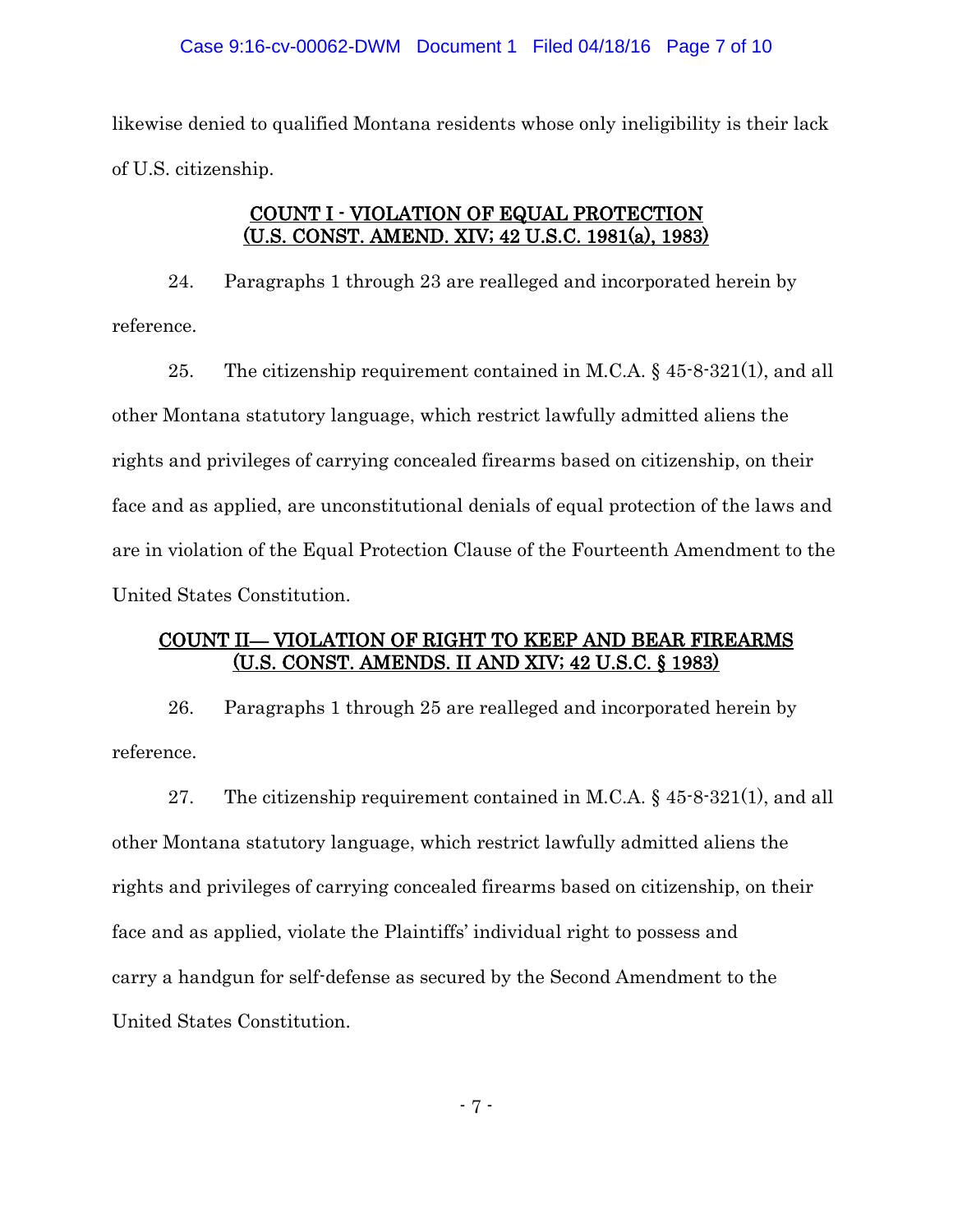likewise denied to qualified Montana residents whose only ineligibility is their lack of U.S. citizenship.

## COUNT I - VIOLATION OF EQUAL PROTECTION (U.S. CONST. AMEND. XIV; 42 U.S.C. 1981(a), 1983)

24. Paragraphs 1 through 23 are realleged and incorporated herein by reference.

25. The citizenship requirement contained in M.C.A. § 45-8-321(1), and all other Montana statutory language, which restrict lawfully admitted aliens the rights and privileges of carrying concealed firearms based on citizenship, on their face and as applied, are unconstitutional denials of equal protection of the laws and are in violation of the Equal Protection Clause of the Fourteenth Amendment to the United States Constitution.

## COUNT II— VIOLATION OF RIGHT TO KEEP AND BEAR FIREARMS (U.S. CONST. AMENDS. II AND XIV; 42 U.S.C. § 1983)

26. Paragraphs 1 through 25 are realleged and incorporated herein by reference.

27. The citizenship requirement contained in M.C.A. § 45-8-321(1), and all other Montana statutory language, which restrict lawfully admitted aliens the rights and privileges of carrying concealed firearms based on citizenship, on their face and as applied, violate the Plaintiffs' individual right to possess and carry a handgun for self-defense as secured by the Second Amendment to the United States Constitution.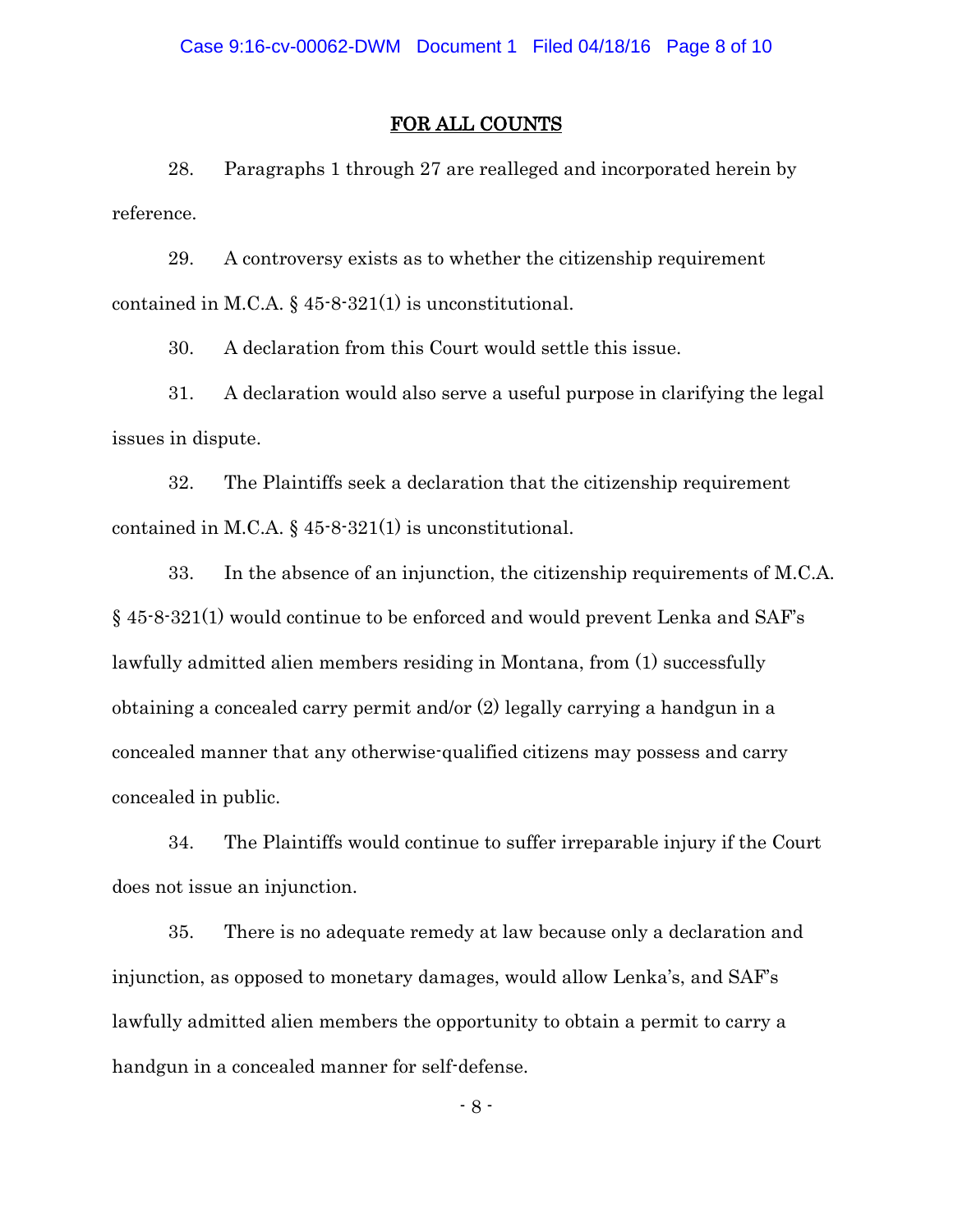## FOR ALL COUNTS

28. Paragraphs 1 through 27 are realleged and incorporated herein by reference.

29. A controversy exists as to whether the citizenship requirement contained in M.C.A. § 45-8-321(1) is unconstitutional.

30. A declaration from this Court would settle this issue.

31. A declaration would also serve a useful purpose in clarifying the legal issues in dispute.

32. The Plaintiffs seek a declaration that the citizenship requirement contained in M.C.A. § 45-8-321(1) is unconstitutional.

33. In the absence of an injunction, the citizenship requirements of M.C.A. § 45-8-321(1) would continue to be enforced and would prevent Lenka and SAF's lawfully admitted alien members residing in Montana, from (1) successfully obtaining a concealed carry permit and/or (2) legally carrying a handgun in a concealed manner that any otherwise-qualified citizens may possess and carry concealed in public.

34. The Plaintiffs would continue to suffer irreparable injury if the Court does not issue an injunction.

35. There is no adequate remedy at law because only a declaration and injunction, as opposed to monetary damages, would allow Lenka's, and SAF's lawfully admitted alien members the opportunity to obtain a permit to carry a handgun in a concealed manner for self-defense.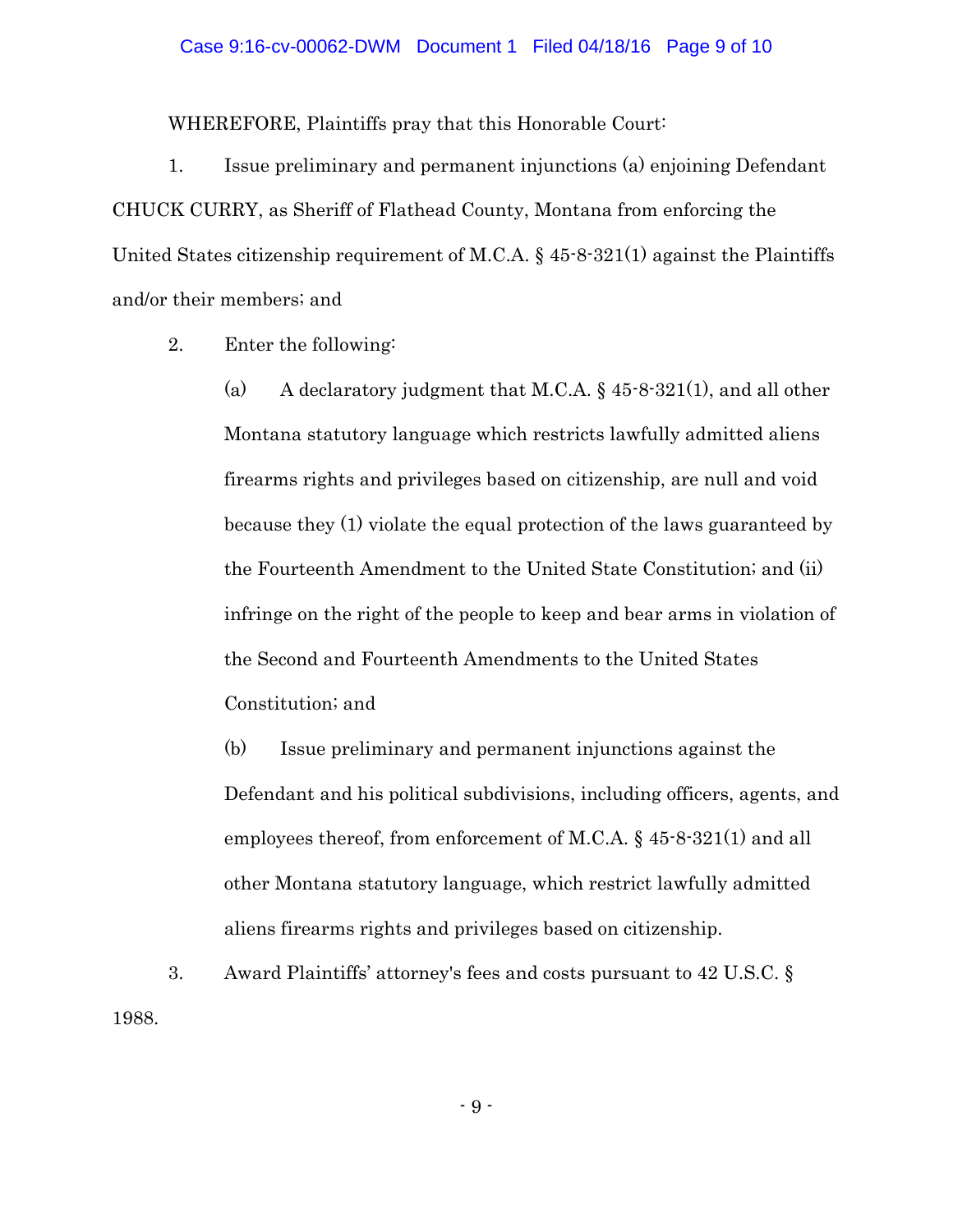WHEREFORE, Plaintiffs pray that this Honorable Court:

1. Issue preliminary and permanent injunctions (a) enjoining Defendant CHUCK CURRY, as Sheriff of Flathead County, Montana from enforcing the United States citizenship requirement of M.C.A. § 45-8-321(1) against the Plaintiffs and/or their members; and

2. Enter the following:

   (a) A declaratory judgment that M.C.A. § 45-8-321(1), and all other Montana statutory language which restricts lawfully admitted aliens firearms rights and privileges based on citizenship, are null and void because they (1) violate the equal protection of the laws guaranteed by the Fourteenth Amendment to the United State Constitution; and (ii) infringe on the right of the people to keep and bear arms in violation of the Second and Fourteenth Amendments to the United States Constitution; and

   (b) Issue preliminary and permanent injunctions against the Defendant and his political subdivisions, including officers, agents, and employees thereof, from enforcement of M.C.A. § 45-8-321(1) and all other Montana statutory language, which restrict lawfully admitted aliens firearms rights and privileges based on citizenship.

3. Award Plaintiffs' attorney's fees and costs pursuant to 42 U.S.C. § 1988.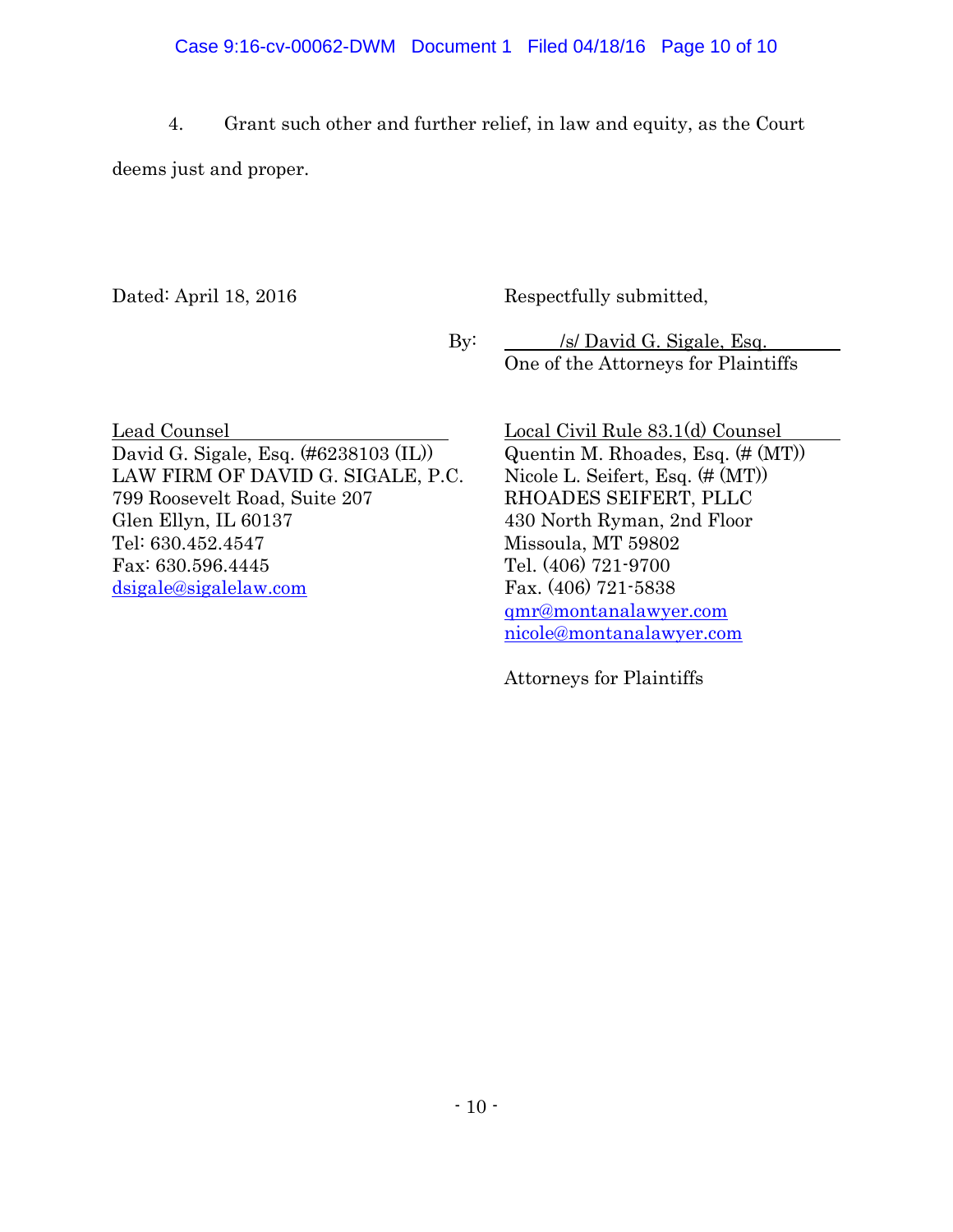4. Grant such other and further relief, in law and equity, as the Court deems just and proper.

Dated: April 18, 2016

Respectfully submitted,

By: /s/ David G. Sigale, Esq.
One of the Attorneys for Plaintiffs

Lead Counsel
David G. Sigale, Esq. (#6238103 (IL))
LAW FIRM OF DAVID G. SIGALE, P.C.
799 Roosevelt Road, Suite 207
Glen Ellyn, IL 60137
Tel: 630.452.4547
Fax: 630.596.4445
dsigale@sigalelaw.com

Local Civil Rule 83.1(d) Counsel
Quentin M. Rhoades, Esq. (# (MT))
Nicole L. Seifert, Esq. (# (MT))
RHOADES SEIFERT, PLLC
430 North Ryman, 2nd Floor
Missoula, MT 59802
Tel. (406) 721-9700
Fax. (406) 721-5838
qmr@montanalawyer.com
nicole@montanalawyer.com

Attorneys for Plaintiffs